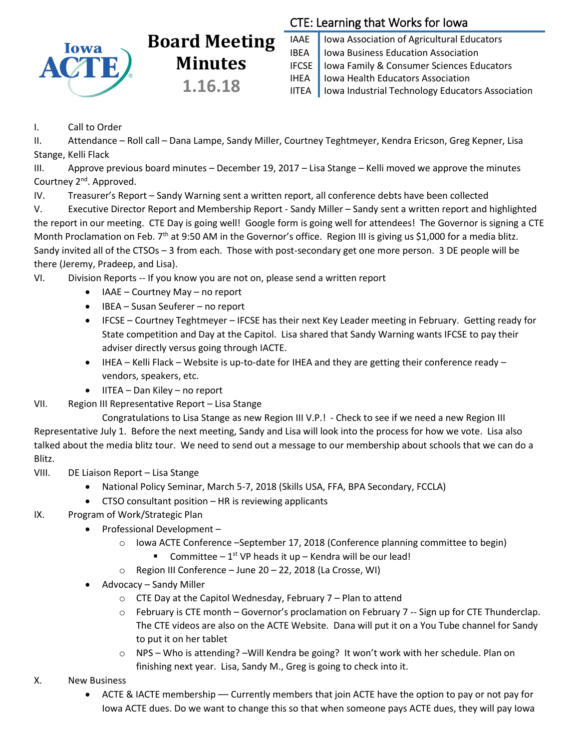Iowa ACTE

# Board Meeting Minutes

**1.16.18**

## CTE: Learning that Works for Iowa

| | |
|---|---|
| IAAE | Iowa Association of Agricultural Educators |
| IBEA | Iowa Business Education Association |
| IFCSE | Iowa Family & Consumer Sciences Educators |
| IHEA | Iowa Health Educators Association |
| IITEA | Iowa Industrial Technology Educators Association |

I. Call to Order

II. Attendance – Roll call – Dana Lampe, Sandy Miller, Courtney Teghtmeyer, Kendra Ericson, Greg Kepner, Lisa Stange, Kelli Flack

III. Approve previous board minutes – December 19, 2017 – Lisa Stange – Kelli moved we approve the minutes Courtney 2nd. Approved.

IV. Treasurer's Report – Sandy Warning sent a written report, all conference debts have been collected

V. Executive Director Report and Membership Report - Sandy Miller – Sandy sent a written report and highlighted the report in our meeting. CTE Day is going well! Google form is going well for attendees! The Governor is signing a CTE Month Proclamation on Feb. 7th at 9:50 AM in the Governor's office. Region III is giving us $1,000 for a media blitz. Sandy invited all of the CTSOs – 3 from each. Those with post-secondary get one more person. 3 DE people will be there (Jeremy, Pradeep, and Lisa).

VI. Division Reports -- If you know you are not on, please send a written report

- IAAE – Courtney May – no report
- IBEA – Susan Seuferer – no report
- IFCSE – Courtney Teghtmeyer – IFCSE has their next Key Leader meeting in February. Getting ready for State competition and Day at the Capitol. Lisa shared that Sandy Warning wants IFCSE to pay their adviser directly versus going through IACTE.
- IHEA – Kelli Flack – Website is up-to-date for IHEA and they are getting their conference ready – vendors, speakers, etc.
- IITEA – Dan Kiley – no report

VII. Region III Representative Report – Lisa Stange

Congratulations to Lisa Stange as new Region III V.P.! - Check to see if we need a new Region III Representative July 1. Before the next meeting, Sandy and Lisa will look into the process for how we vote. Lisa also talked about the media blitz tour. We need to send out a message to our membership about schools that we can do a Blitz.

VIII. DE Liaison Report – Lisa Stange

- National Policy Seminar, March 5-7, 2018 (Skills USA, FFA, BPA Secondary, FCCLA)
- CTSO consultant position – HR is reviewing applicants

IX. Program of Work/Strategic Plan

- Professional Development –
  - Iowa ACTE Conference –September 17, 2018 (Conference planning committee to begin)
    - Committee – 1st VP heads it up – Kendra will be our lead!
  - Region III Conference – June 20 – 22, 2018 (La Crosse, WI)
- Advocacy – Sandy Miller
  - CTE Day at the Capitol Wednesday, February 7 – Plan to attend
  - February is CTE month – Governor's proclamation on February 7 -- Sign up for CTE Thunderclap. The CTE videos are also on the ACTE Website. Dana will put it on a You Tube channel for Sandy to put it on her tablet
  - NPS – Who is attending? –Will Kendra be going? It won't work with her schedule. Plan on finishing next year. Lisa, Sandy M., Greg is going to check into it.

X. New Business

- ACTE & IACTE membership –– Currently members that join ACTE have the option to pay or not pay for Iowa ACTE dues. Do we want to change this so that when someone pays ACTE dues, they will pay Iowa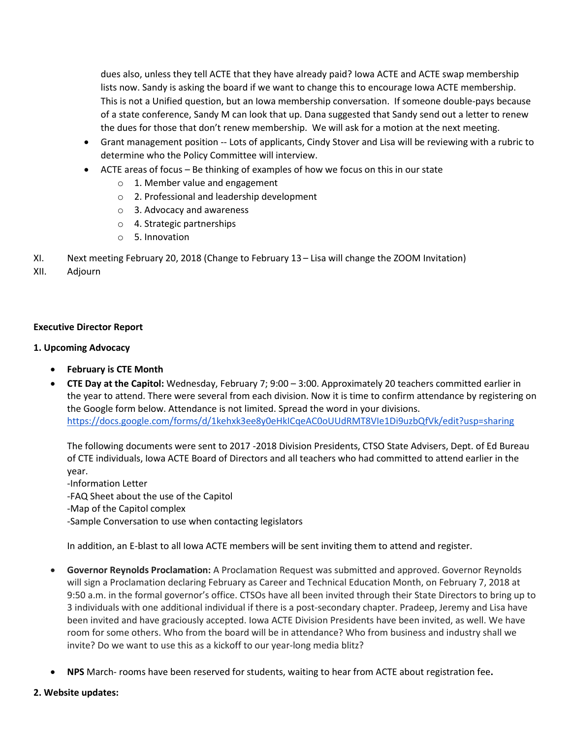dues also, unless they tell ACTE that they have already paid? Iowa ACTE and ACTE swap membership lists now. Sandy is asking the board if we want to change this to encourage Iowa ACTE membership. This is not a Unified question, but an Iowa membership conversation. If someone double-pays because of a state conference, Sandy M can look that up. Dana suggested that Sandy send out a letter to renew the dues for those that don't renew membership. We will ask for a motion at the next meeting.

- Grant management position -- Lots of applicants, Cindy Stover and Lisa will be reviewing with a rubric to determine who the Policy Committee will interview.
- ACTE areas of focus – Be thinking of examples of how we focus on this in our state
  - 1. Member value and engagement
  - 2. Professional and leadership development
  - 3. Advocacy and awareness
  - 4. Strategic partnerships
  - 5. Innovation

XI. Next meeting February 20, 2018 (Change to February 13 – Lisa will change the ZOOM Invitation)

XII. Adjourn

**Executive Director Report**

**1. Upcoming Advocacy**

- **February is CTE Month**
- **CTE Day at the Capitol:** Wednesday, February 7; 9:00 – 3:00. Approximately 20 teachers committed earlier in the year to attend. There were several from each division. Now it is time to confirm attendance by registering on the Google form below. Attendance is not limited. Spread the word in your divisions. https://docs.google.com/forms/d/1kehxk3ee8y0eHkICqeAC0oUUdRMT8VIe1Di9uzbQfVk/edit?usp=sharing

  The following documents were sent to 2017 -2018 Division Presidents, CTSO State Advisers, Dept. of Ed Bureau of CTE individuals, Iowa ACTE Board of Directors and all teachers who had committed to attend earlier in the year.
  -Information Letter
  -FAQ Sheet about the use of the Capitol
  -Map of the Capitol complex
  -Sample Conversation to use when contacting legislators

  In addition, an E-blast to all Iowa ACTE members will be sent inviting them to attend and register.

- **Governor Reynolds Proclamation:** A Proclamation Request was submitted and approved. Governor Reynolds will sign a Proclamation declaring February as Career and Technical Education Month, on February 7, 2018 at 9:50 a.m. in the formal governor's office. CTSOs have all been invited through their State Directors to bring up to 3 individuals with one additional individual if there is a post-secondary chapter. Pradeep, Jeremy and Lisa have been invited and have graciously accepted. Iowa ACTE Division Presidents have been invited, as well. We have room for some others. Who from the board will be in attendance? Who from business and industry shall we invite? Do we want to use this as a kickoff to our year-long media blitz?

- **NPS** March- rooms have been reserved for students, waiting to hear from ACTE about registration fee**.**

**2. Website updates:**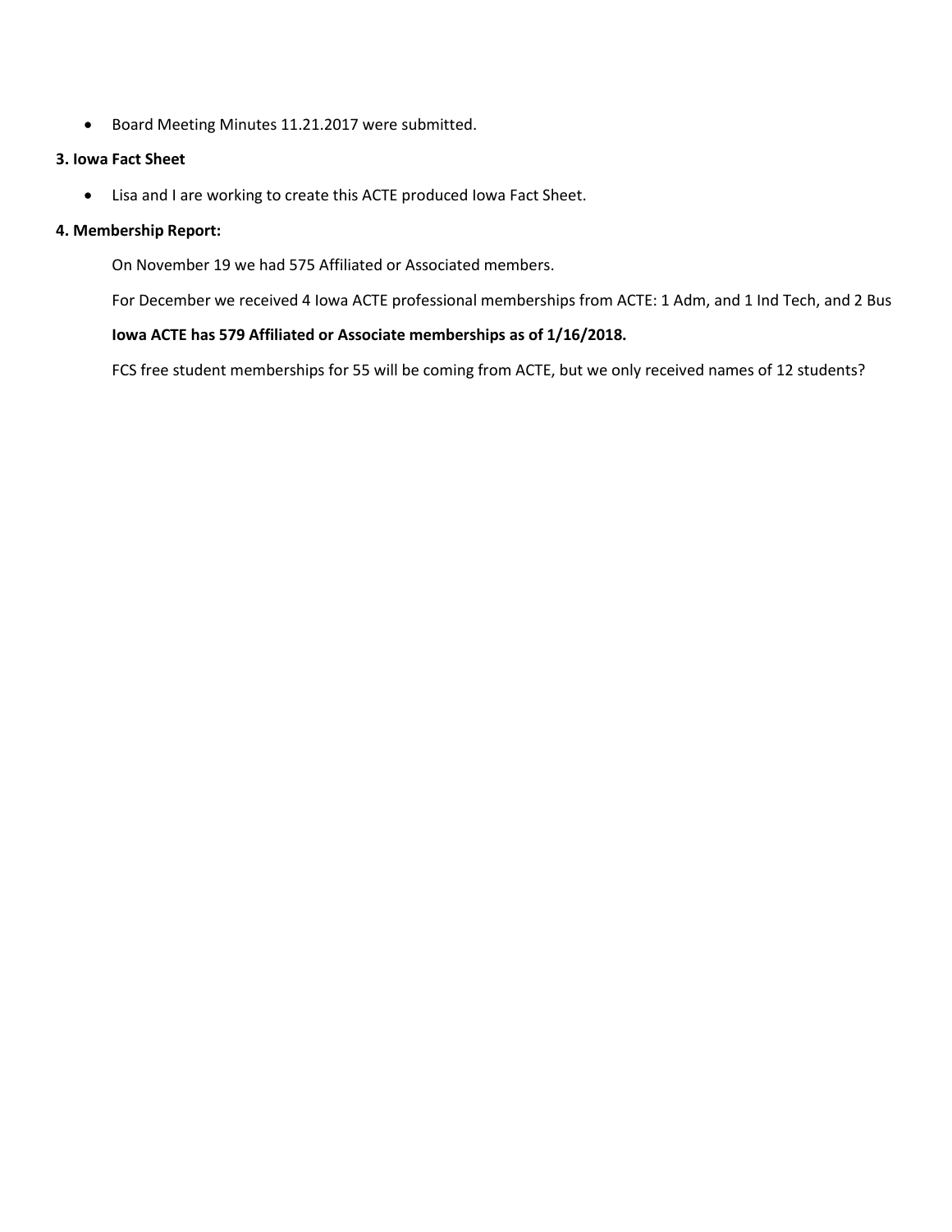- Board Meeting Minutes 11.21.2017 were submitted.

**3. Iowa Fact Sheet**

- Lisa and I are working to create this ACTE produced Iowa Fact Sheet.

**4. Membership Report:**

On November 19 we had 575 Affiliated or Associated members.

For December we received 4 Iowa ACTE professional memberships from ACTE: 1 Adm, and 1 Ind Tech, and 2 Bus

**Iowa ACTE has 579 Affiliated or Associate memberships as of 1/16/2018.**

FCS free student memberships for 55 will be coming from ACTE, but we only received names of 12 students?